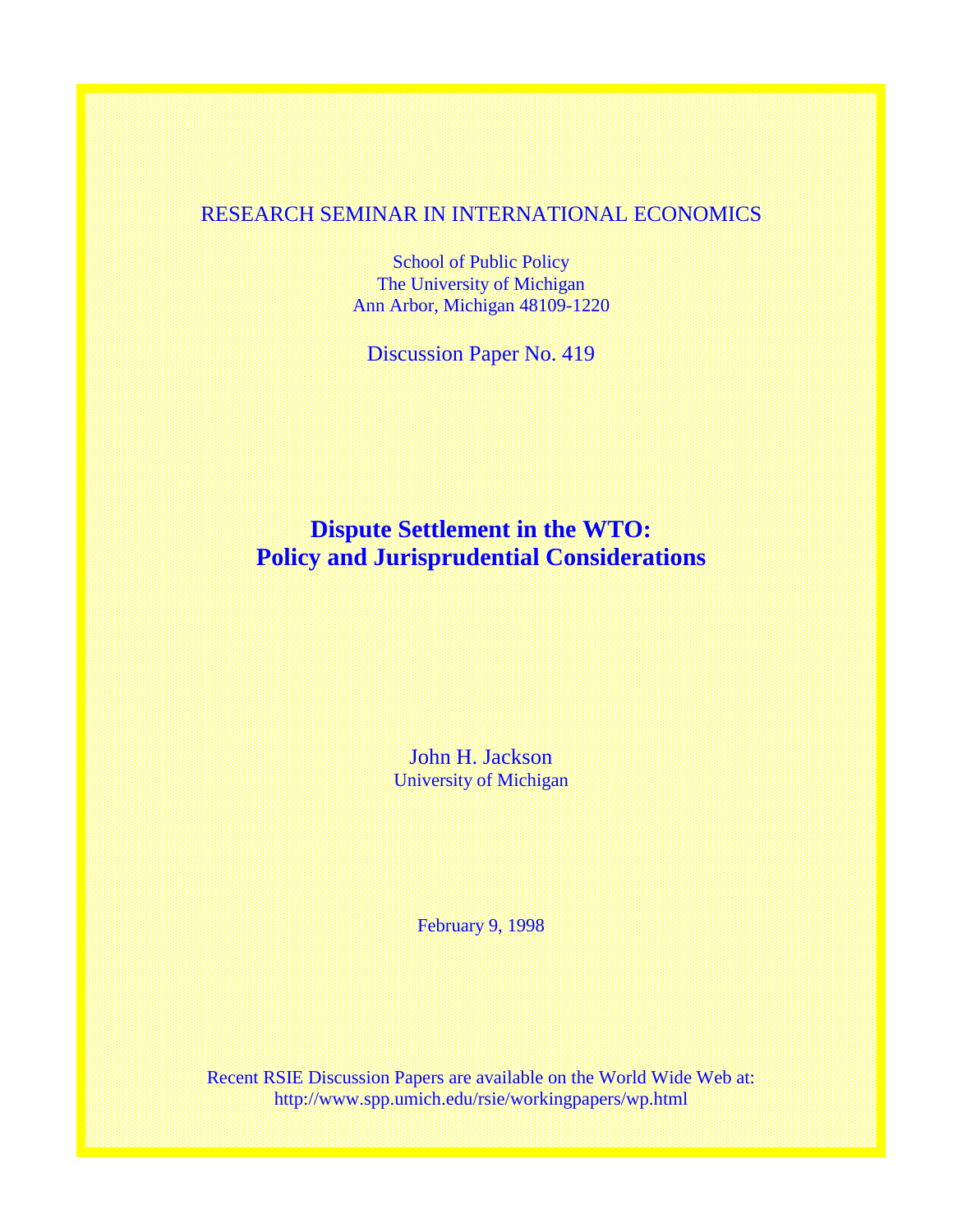RESEARCH SEMINAR IN INTERNATIONAL ECONOMICS

School of Public Policy
The University of Michigan
Ann Arbor, Michigan 48109-1220

Discussion Paper No. 419

# Dispute Settlement in the WTO: Policy and Jurisprudential Considerations

John H. Jackson
University of Michigan

February 9, 1998

Recent RSIE Discussion Papers are available on the World Wide Web at:
http://www.spp.umich.edu/rsie/workingpapers/wp.html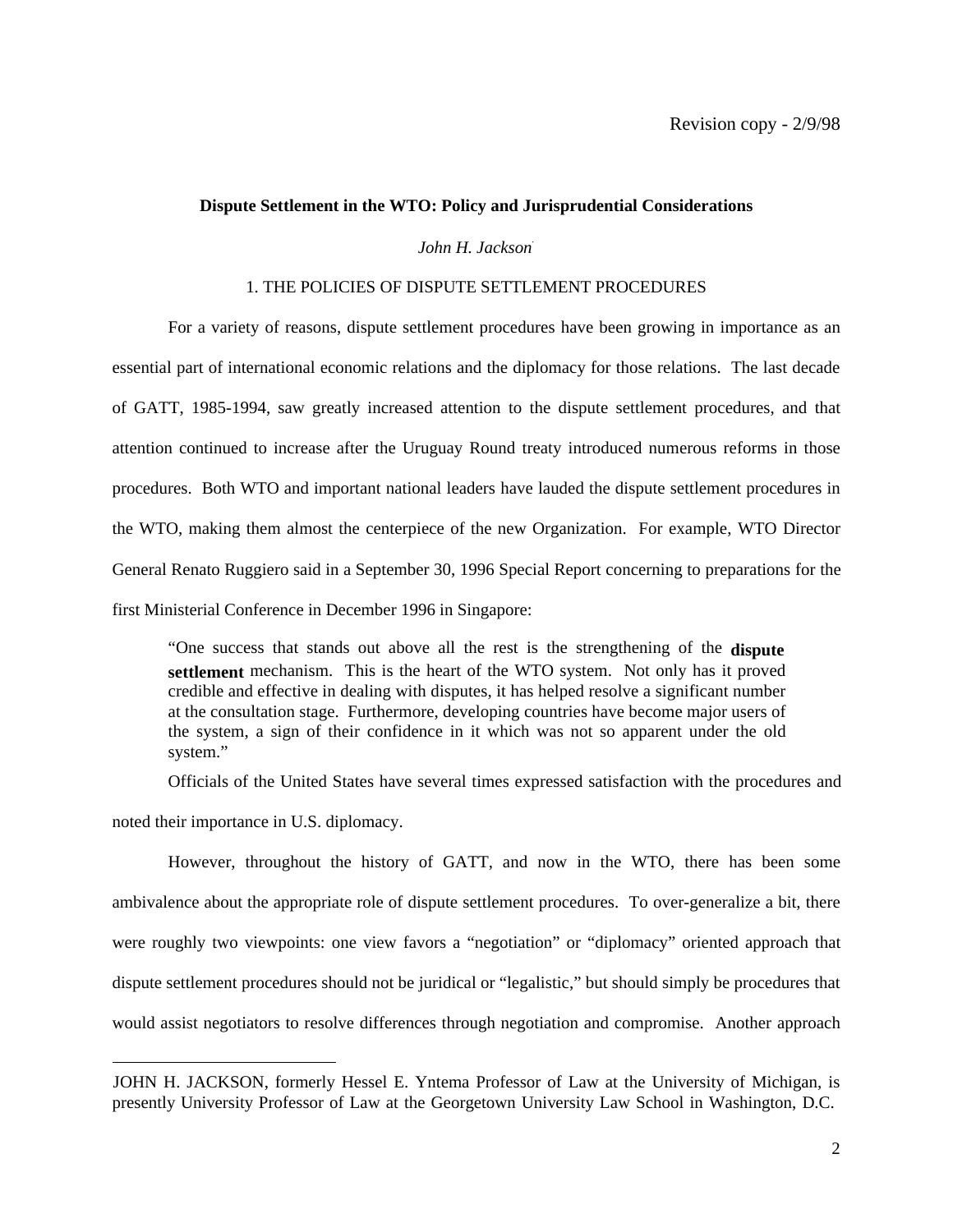Revision copy - 2/9/98

# Dispute Settlement in the WTO: Policy and Jurisprudential Considerations

*John H. Jackson*[*]

## 1. THE POLICIES OF DISPUTE SETTLEMENT PROCEDURES

For a variety of reasons, dispute settlement procedures have been growing in importance as an essential part of international economic relations and the diplomacy for those relations. The last decade of GATT, 1985-1994, saw greatly increased attention to the dispute settlement procedures, and that attention continued to increase after the Uruguay Round treaty introduced numerous reforms in those procedures. Both WTO and important national leaders have lauded the dispute settlement procedures in the WTO, making them almost the centerpiece of the new Organization. For example, WTO Director General Renato Ruggiero said in a September 30, 1996 Special Report concerning to preparations for the first Ministerial Conference in December 1996 in Singapore:

> "One success that stands out above all the rest is the strengthening of the **dispute settlement** mechanism. This is the heart of the WTO system. Not only has it proved credible and effective in dealing with disputes, it has helped resolve a significant number at the consultation stage. Furthermore, developing countries have become major users of the system, a sign of their confidence in it which was not so apparent under the old system."

Officials of the United States have several times expressed satisfaction with the procedures and noted their importance in U.S. diplomacy.

However, throughout the history of GATT, and now in the WTO, there has been some ambivalence about the appropriate role of dispute settlement procedures. To over-generalize a bit, there were roughly two viewpoints: one view favors a "negotiation" or "diplomacy" oriented approach that dispute settlement procedures should not be juridical or "legalistic," but should simply be procedures that would assist negotiators to resolve differences through negotiation and compromise. Another approach

---

JOHN H. JACKSON, formerly Hessel E. Yntema Professor of Law at the University of Michigan, is presently University Professor of Law at the Georgetown University Law School in Washington, D.C.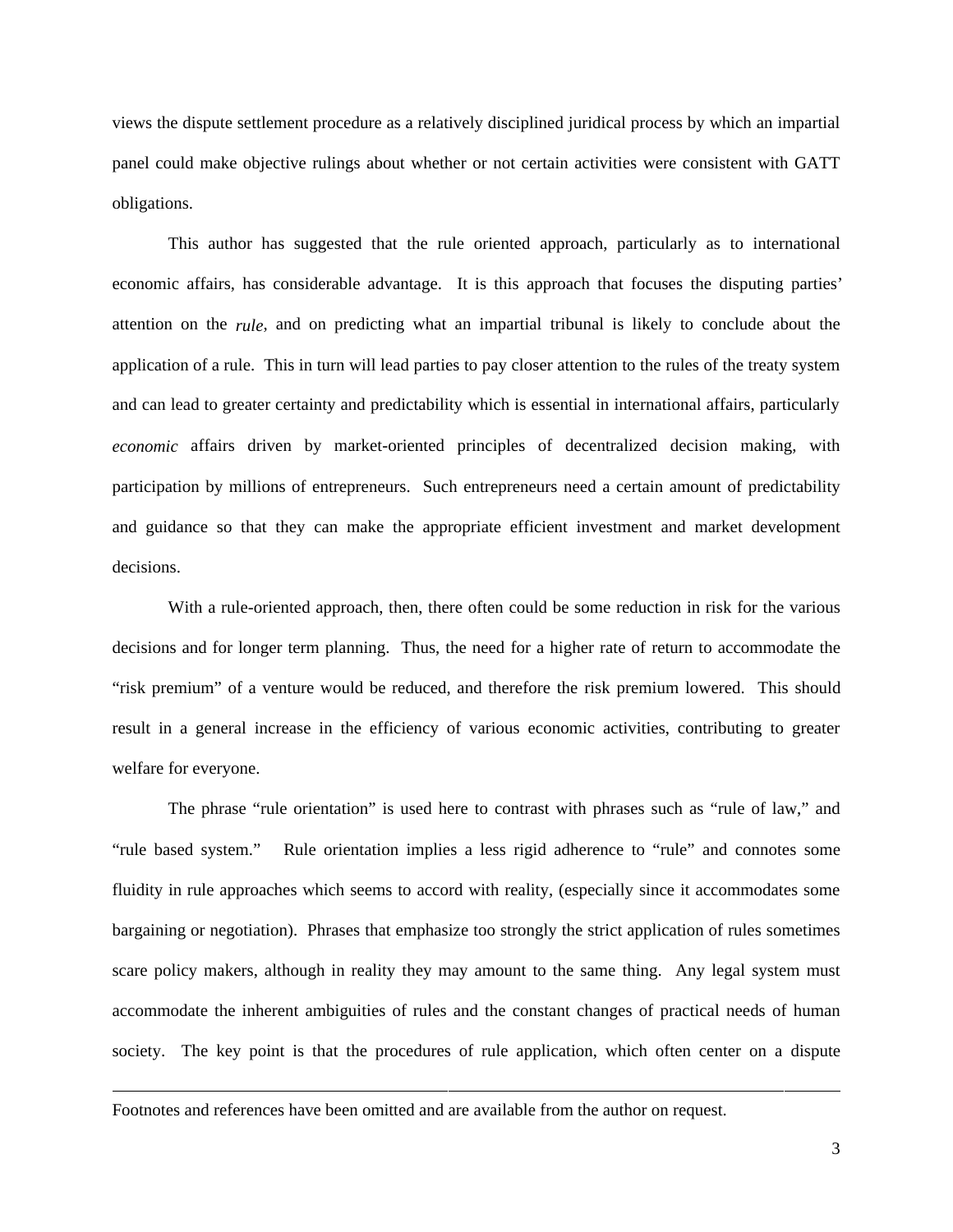views the dispute settlement procedure as a relatively disciplined juridical process by which an impartial panel could make objective rulings about whether or not certain activities were consistent with GATT obligations.

This author has suggested that the rule oriented approach, particularly as to international economic affairs, has considerable advantage. It is this approach that focuses the disputing parties' attention on the *rule*, and on predicting what an impartial tribunal is likely to conclude about the application of a rule. This in turn will lead parties to pay closer attention to the rules of the treaty system and can lead to greater certainty and predictability which is essential in international affairs, particularly *economic* affairs driven by market-oriented principles of decentralized decision making, with participation by millions of entrepreneurs. Such entrepreneurs need a certain amount of predictability and guidance so that they can make the appropriate efficient investment and market development decisions.

With a rule-oriented approach, then, there often could be some reduction in risk for the various decisions and for longer term planning. Thus, the need for a higher rate of return to accommodate the "risk premium" of a venture would be reduced, and therefore the risk premium lowered. This should result in a general increase in the efficiency of various economic activities, contributing to greater welfare for everyone.

The phrase "rule orientation" is used here to contrast with phrases such as "rule of law," and "rule based system." Rule orientation implies a less rigid adherence to "rule" and connotes some fluidity in rule approaches which seems to accord with reality, (especially since it accommodates some bargaining or negotiation). Phrases that emphasize too strongly the strict application of rules sometimes scare policy makers, although in reality they may amount to the same thing. Any legal system must accommodate the inherent ambiguities of rules and the constant changes of practical needs of human society. The key point is that the procedures of rule application, which often center on a dispute

---

Footnotes and references have been omitted and are available from the author on request.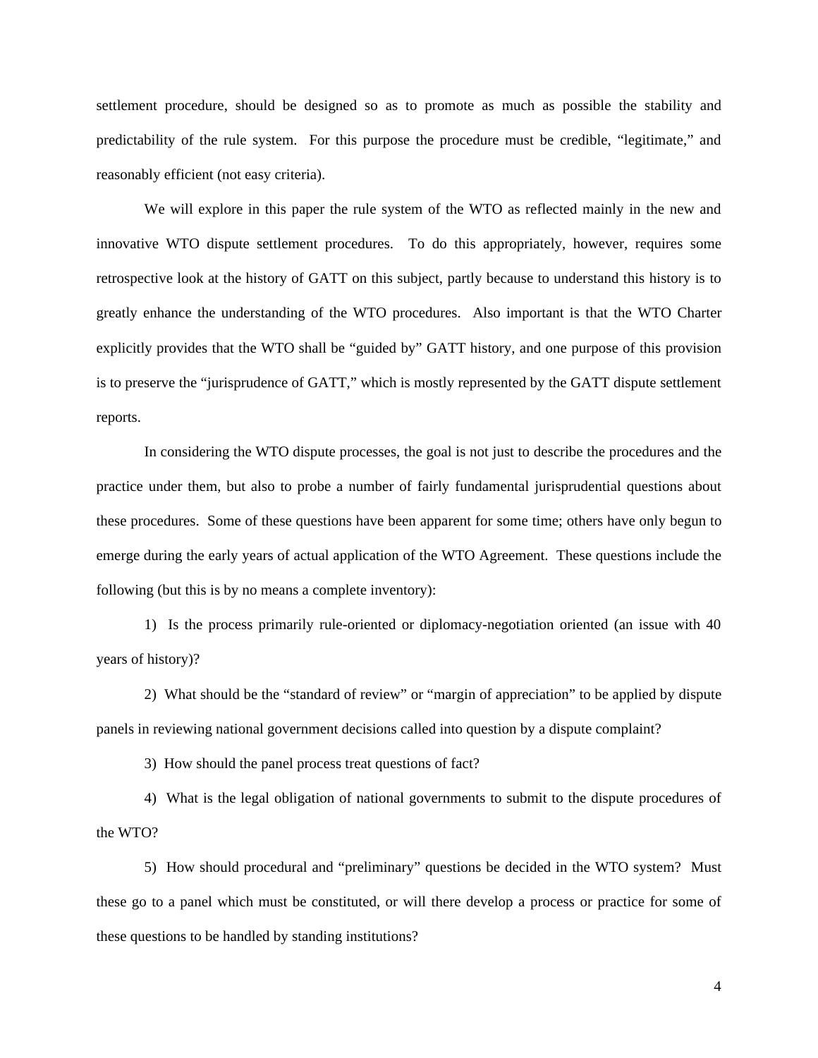settlement procedure, should be designed so as to promote as much as possible the stability and predictability of the rule system. For this purpose the procedure must be credible, "legitimate," and reasonably efficient (not easy criteria).

We will explore in this paper the rule system of the WTO as reflected mainly in the new and innovative WTO dispute settlement procedures. To do this appropriately, however, requires some retrospective look at the history of GATT on this subject, partly because to understand this history is to greatly enhance the understanding of the WTO procedures. Also important is that the WTO Charter explicitly provides that the WTO shall be "guided by" GATT history, and one purpose of this provision is to preserve the "jurisprudence of GATT," which is mostly represented by the GATT dispute settlement reports.

In considering the WTO dispute processes, the goal is not just to describe the procedures and the practice under them, but also to probe a number of fairly fundamental jurisprudential questions about these procedures. Some of these questions have been apparent for some time; others have only begun to emerge during the early years of actual application of the WTO Agreement. These questions include the following (but this is by no means a complete inventory):

1) Is the process primarily rule-oriented or diplomacy-negotiation oriented (an issue with 40 years of history)?

2) What should be the "standard of review" or "margin of appreciation" to be applied by dispute panels in reviewing national government decisions called into question by a dispute complaint?

3) How should the panel process treat questions of fact?

4) What is the legal obligation of national governments to submit to the dispute procedures of the WTO?

5) How should procedural and "preliminary" questions be decided in the WTO system? Must these go to a panel which must be constituted, or will there develop a process or practice for some of these questions to be handled by standing institutions?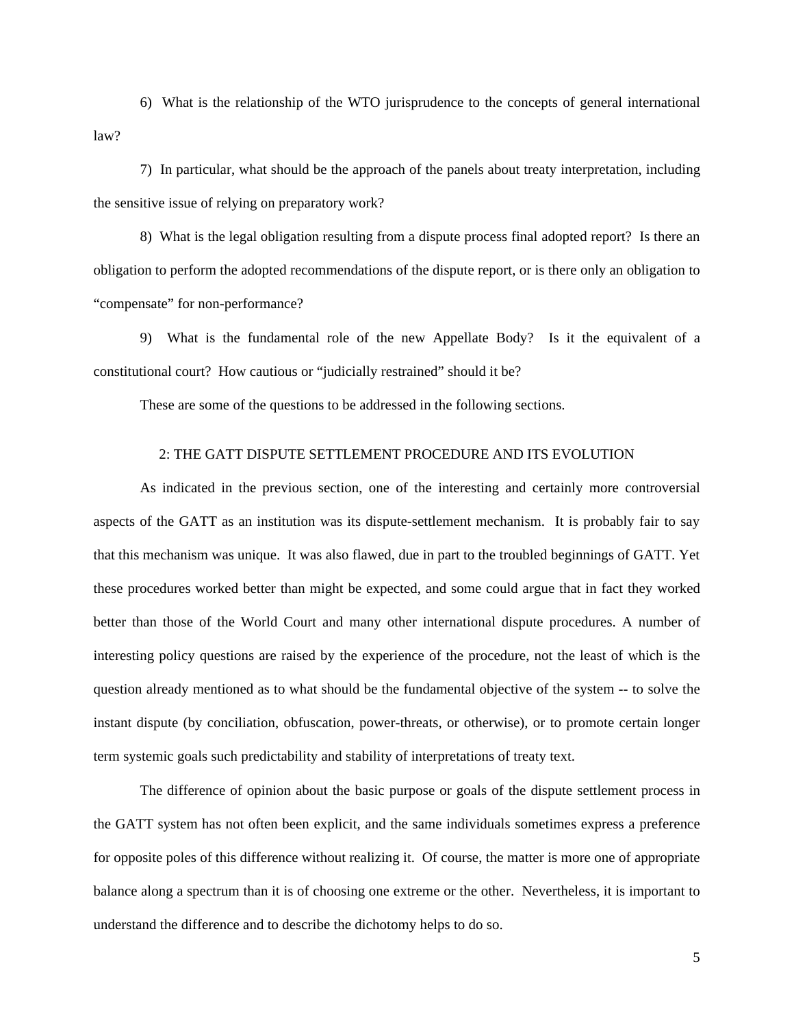6) What is the relationship of the WTO jurisprudence to the concepts of general international law?

7) In particular, what should be the approach of the panels about treaty interpretation, including the sensitive issue of relying on preparatory work?

8) What is the legal obligation resulting from a dispute process final adopted report? Is there an obligation to perform the adopted recommendations of the dispute report, or is there only an obligation to "compensate" for non-performance?

9) What is the fundamental role of the new Appellate Body? Is it the equivalent of a constitutional court? How cautious or "judicially restrained" should it be?

These are some of the questions to be addressed in the following sections.

## 2: THE GATT DISPUTE SETTLEMENT PROCEDURE AND ITS EVOLUTION

As indicated in the previous section, one of the interesting and certainly more controversial aspects of the GATT as an institution was its dispute-settlement mechanism. It is probably fair to say that this mechanism was unique. It was also flawed, due in part to the troubled beginnings of GATT. Yet these procedures worked better than might be expected, and some could argue that in fact they worked better than those of the World Court and many other international dispute procedures. A number of interesting policy questions are raised by the experience of the procedure, not the least of which is the question already mentioned as to what should be the fundamental objective of the system -- to solve the instant dispute (by conciliation, obfuscation, power-threats, or otherwise), or to promote certain longer term systemic goals such predictability and stability of interpretations of treaty text.

The difference of opinion about the basic purpose or goals of the dispute settlement process in the GATT system has not often been explicit, and the same individuals sometimes express a preference for opposite poles of this difference without realizing it. Of course, the matter is more one of appropriate balance along a spectrum than it is of choosing one extreme or the other. Nevertheless, it is important to understand the difference and to describe the dichotomy helps to do so.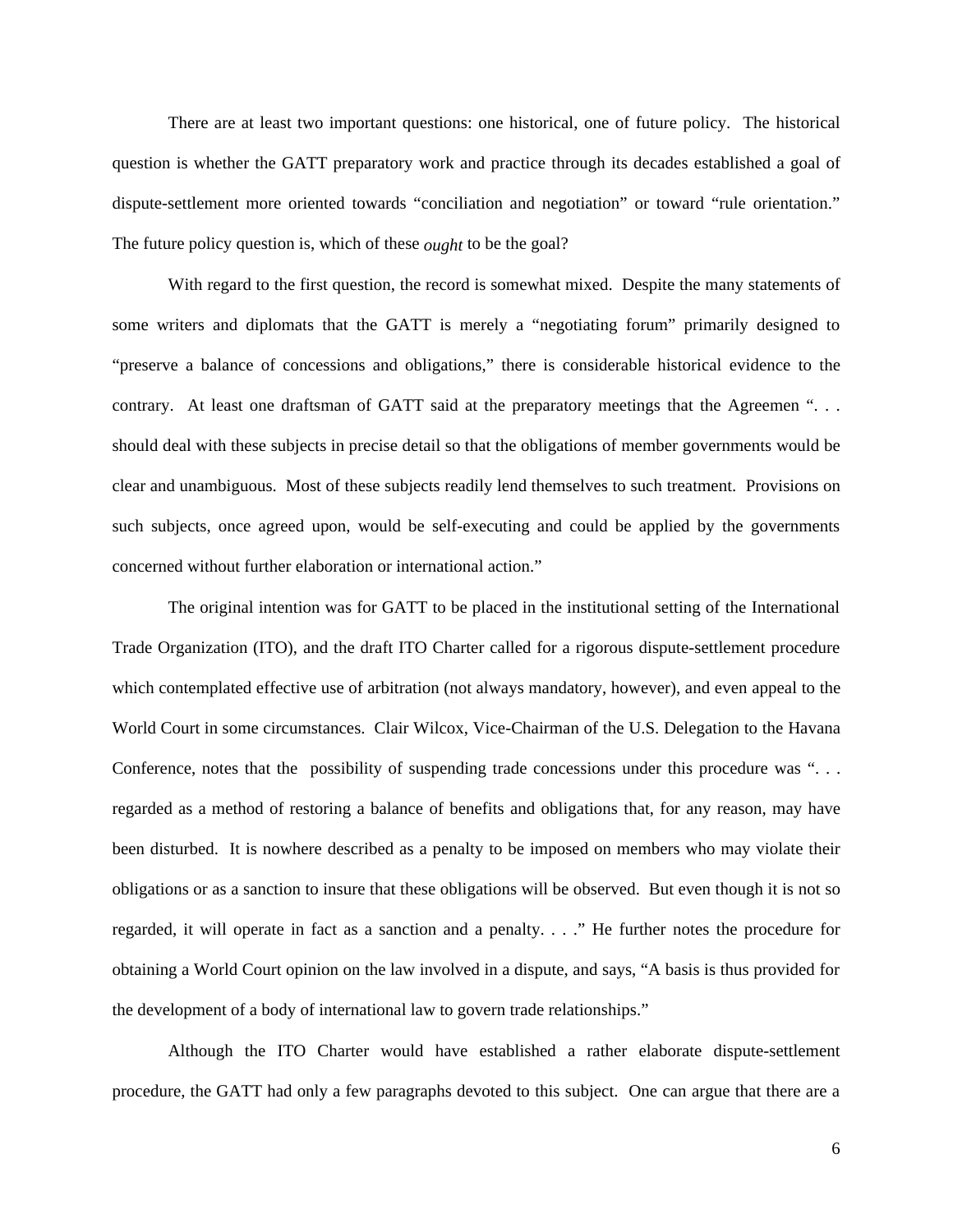There are at least two important questions: one historical, one of future policy. The historical question is whether the GATT preparatory work and practice through its decades established a goal of dispute-settlement more oriented towards "conciliation and negotiation" or toward "rule orientation." The future policy question is, which of these *ought* to be the goal?

With regard to the first question, the record is somewhat mixed. Despite the many statements of some writers and diplomats that the GATT is merely a "negotiating forum" primarily designed to "preserve a balance of concessions and obligations," there is considerable historical evidence to the contrary. At least one draftsman of GATT said at the preparatory meetings that the Agreemen ". . . should deal with these subjects in precise detail so that the obligations of member governments would be clear and unambiguous. Most of these subjects readily lend themselves to such treatment. Provisions on such subjects, once agreed upon, would be self-executing and could be applied by the governments concerned without further elaboration or international action."

The original intention was for GATT to be placed in the institutional setting of the International Trade Organization (ITO), and the draft ITO Charter called for a rigorous dispute-settlement procedure which contemplated effective use of arbitration (not always mandatory, however), and even appeal to the World Court in some circumstances. Clair Wilcox, Vice-Chairman of the U.S. Delegation to the Havana Conference, notes that the possibility of suspending trade concessions under this procedure was ". . . regarded as a method of restoring a balance of benefits and obligations that, for any reason, may have been disturbed. It is nowhere described as a penalty to be imposed on members who may violate their obligations or as a sanction to insure that these obligations will be observed. But even though it is not so regarded, it will operate in fact as a sanction and a penalty. . . ." He further notes the procedure for obtaining a World Court opinion on the law involved in a dispute, and says, "A basis is thus provided for the development of a body of international law to govern trade relationships."

Although the ITO Charter would have established a rather elaborate dispute-settlement procedure, the GATT had only a few paragraphs devoted to this subject. One can argue that there are a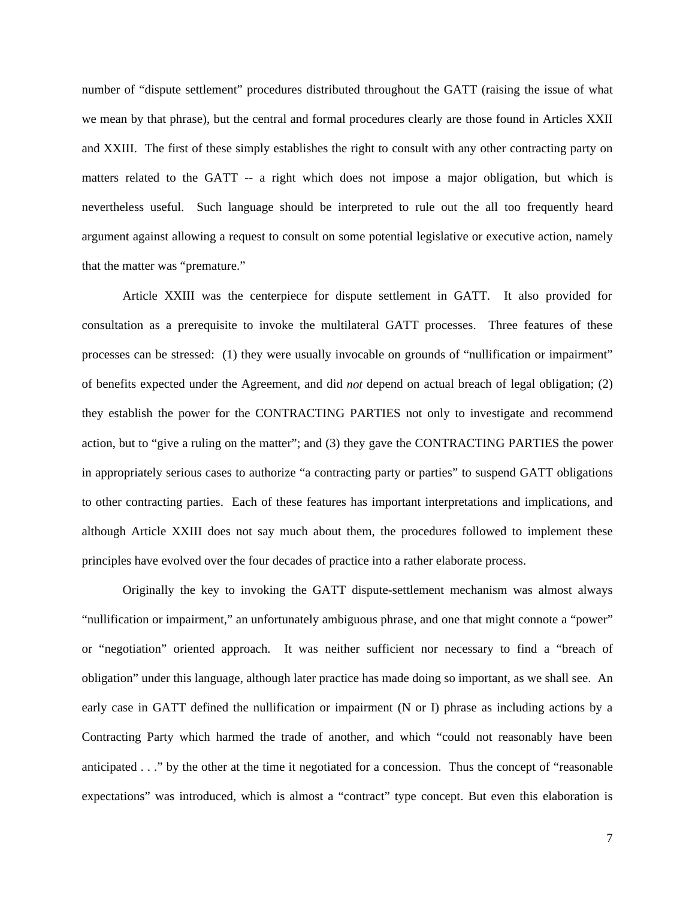number of "dispute settlement" procedures distributed throughout the GATT (raising the issue of what we mean by that phrase), but the central and formal procedures clearly are those found in Articles XXII and XXIII. The first of these simply establishes the right to consult with any other contracting party on matters related to the GATT -- a right which does not impose a major obligation, but which is nevertheless useful. Such language should be interpreted to rule out the all too frequently heard argument against allowing a request to consult on some potential legislative or executive action, namely that the matter was "premature."

Article XXIII was the centerpiece for dispute settlement in GATT. It also provided for consultation as a prerequisite to invoke the multilateral GATT processes. Three features of these processes can be stressed: (1) they were usually invocable on grounds of "nullification or impairment" of benefits expected under the Agreement, and did *not* depend on actual breach of legal obligation; (2) they establish the power for the CONTRACTING PARTIES not only to investigate and recommend action, but to "give a ruling on the matter"; and (3) they gave the CONTRACTING PARTIES the power in appropriately serious cases to authorize "a contracting party or parties" to suspend GATT obligations to other contracting parties. Each of these features has important interpretations and implications, and although Article XXIII does not say much about them, the procedures followed to implement these principles have evolved over the four decades of practice into a rather elaborate process.

Originally the key to invoking the GATT dispute-settlement mechanism was almost always "nullification or impairment," an unfortunately ambiguous phrase, and one that might connote a "power" or "negotiation" oriented approach. It was neither sufficient nor necessary to find a "breach of obligation" under this language, although later practice has made doing so important, as we shall see. An early case in GATT defined the nullification or impairment (N or I) phrase as including actions by a Contracting Party which harmed the trade of another, and which "could not reasonably have been anticipated . . ." by the other at the time it negotiated for a concession. Thus the concept of "reasonable expectations" was introduced, which is almost a "contract" type concept. But even this elaboration is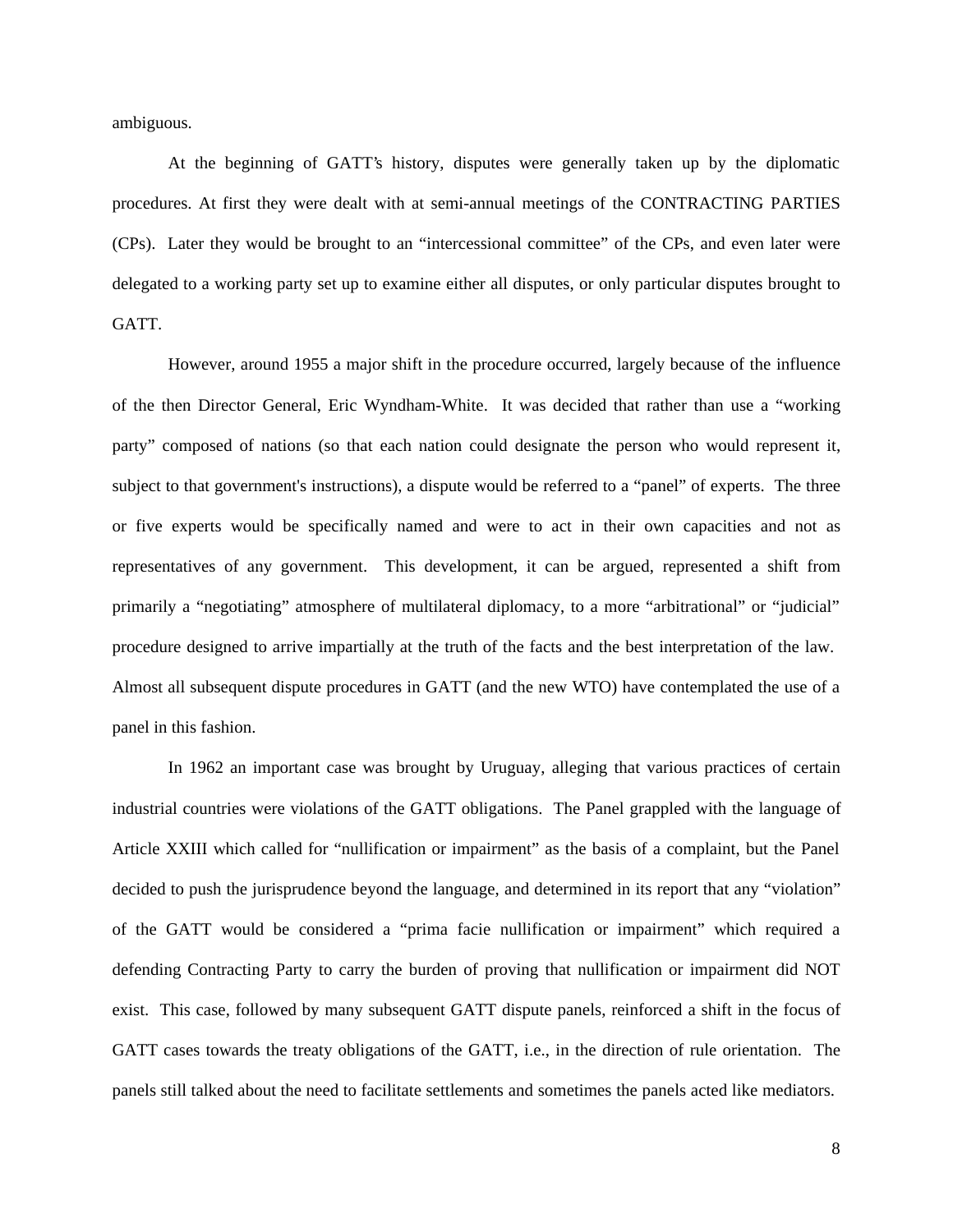ambiguous.

At the beginning of GATT's history, disputes were generally taken up by the diplomatic procedures. At first they were dealt with at semi-annual meetings of the CONTRACTING PARTIES (CPs). Later they would be brought to an "intercessional committee" of the CPs, and even later were delegated to a working party set up to examine either all disputes, or only particular disputes brought to GATT.

However, around 1955 a major shift in the procedure occurred, largely because of the influence of the then Director General, Eric Wyndham-White. It was decided that rather than use a "working party" composed of nations (so that each nation could designate the person who would represent it, subject to that government's instructions), a dispute would be referred to a "panel" of experts. The three or five experts would be specifically named and were to act in their own capacities and not as representatives of any government. This development, it can be argued, represented a shift from primarily a "negotiating" atmosphere of multilateral diplomacy, to a more "arbitrational" or "judicial" procedure designed to arrive impartially at the truth of the facts and the best interpretation of the law. Almost all subsequent dispute procedures in GATT (and the new WTO) have contemplated the use of a panel in this fashion.

In 1962 an important case was brought by Uruguay, alleging that various practices of certain industrial countries were violations of the GATT obligations. The Panel grappled with the language of Article XXIII which called for "nullification or impairment" as the basis of a complaint, but the Panel decided to push the jurisprudence beyond the language, and determined in its report that any "violation" of the GATT would be considered a "prima facie nullification or impairment" which required a defending Contracting Party to carry the burden of proving that nullification or impairment did NOT exist. This case, followed by many subsequent GATT dispute panels, reinforced a shift in the focus of GATT cases towards the treaty obligations of the GATT, i.e., in the direction of rule orientation. The panels still talked about the need to facilitate settlements and sometimes the panels acted like mediators.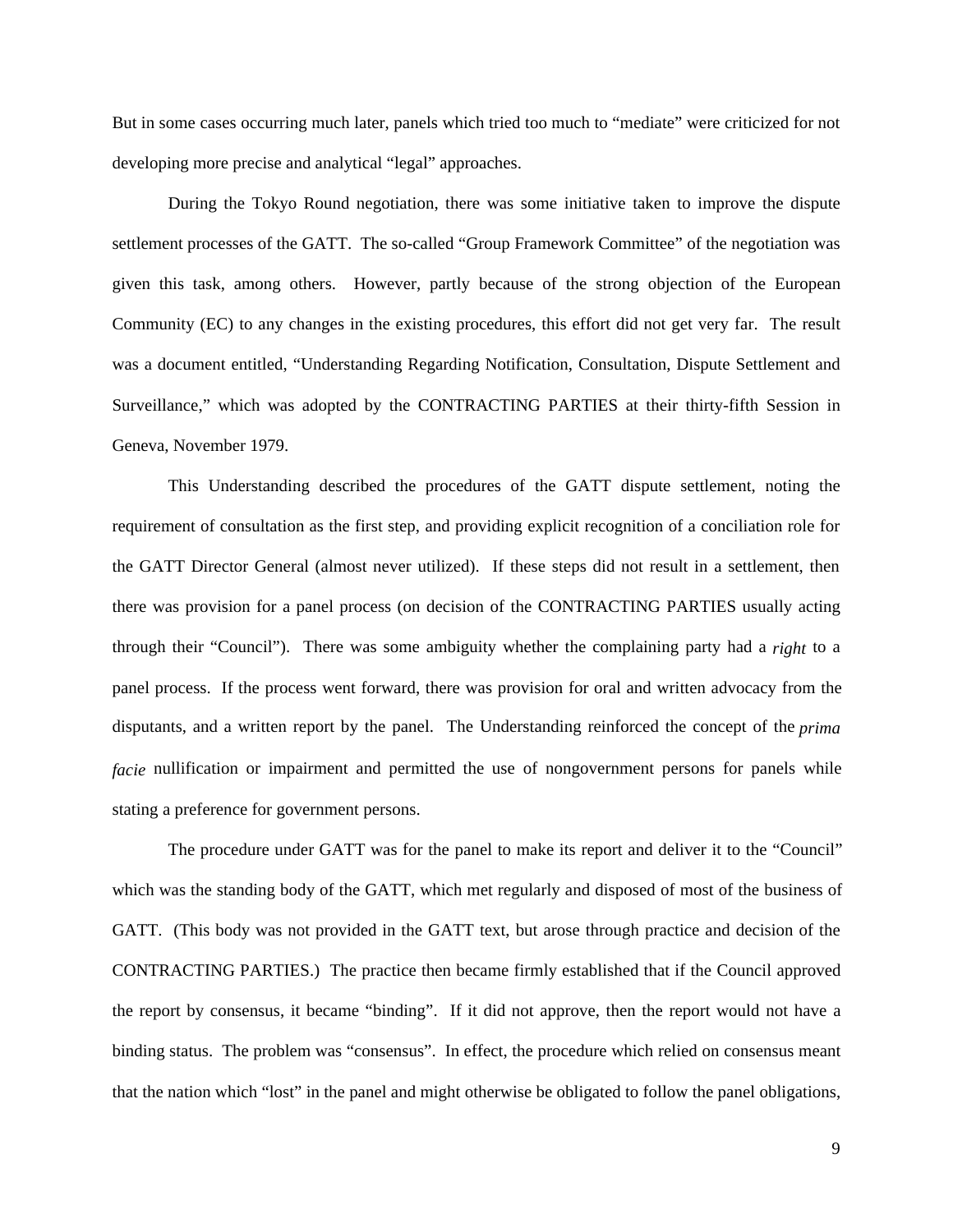But in some cases occurring much later, panels which tried too much to "mediate" were criticized for not developing more precise and analytical "legal" approaches.

During the Tokyo Round negotiation, there was some initiative taken to improve the dispute settlement processes of the GATT. The so-called "Group Framework Committee" of the negotiation was given this task, among others. However, partly because of the strong objection of the European Community (EC) to any changes in the existing procedures, this effort did not get very far. The result was a document entitled, "Understanding Regarding Notification, Consultation, Dispute Settlement and Surveillance," which was adopted by the CONTRACTING PARTIES at their thirty-fifth Session in Geneva, November 1979.

This Understanding described the procedures of the GATT dispute settlement, noting the requirement of consultation as the first step, and providing explicit recognition of a conciliation role for the GATT Director General (almost never utilized). If these steps did not result in a settlement, then there was provision for a panel process (on decision of the CONTRACTING PARTIES usually acting through their "Council"). There was some ambiguity whether the complaining party had a *right* to a panel process. If the process went forward, there was provision for oral and written advocacy from the disputants, and a written report by the panel. The Understanding reinforced the concept of the *prima facie* nullification or impairment and permitted the use of nongovernment persons for panels while stating a preference for government persons.

The procedure under GATT was for the panel to make its report and deliver it to the "Council" which was the standing body of the GATT, which met regularly and disposed of most of the business of GATT. (This body was not provided in the GATT text, but arose through practice and decision of the CONTRACTING PARTIES.) The practice then became firmly established that if the Council approved the report by consensus, it became "binding". If it did not approve, then the report would not have a binding status. The problem was "consensus". In effect, the procedure which relied on consensus meant that the nation which "lost" in the panel and might otherwise be obligated to follow the panel obligations,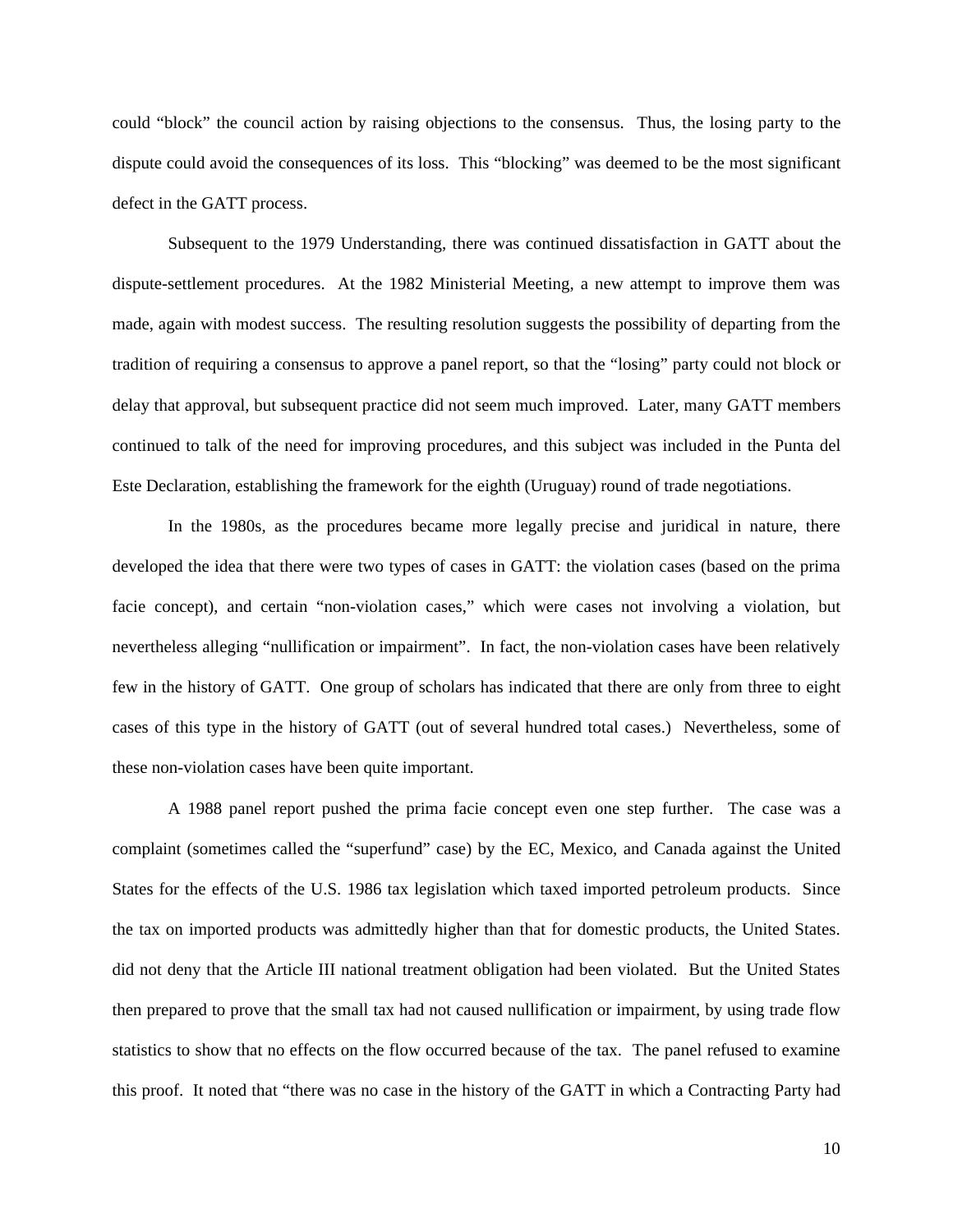could "block" the council action by raising objections to the consensus. Thus, the losing party to the dispute could avoid the consequences of its loss. This "blocking" was deemed to be the most significant defect in the GATT process.

Subsequent to the 1979 Understanding, there was continued dissatisfaction in GATT about the dispute-settlement procedures. At the 1982 Ministerial Meeting, a new attempt to improve them was made, again with modest success. The resulting resolution suggests the possibility of departing from the tradition of requiring a consensus to approve a panel report, so that the "losing" party could not block or delay that approval, but subsequent practice did not seem much improved. Later, many GATT members continued to talk of the need for improving procedures, and this subject was included in the Punta del Este Declaration, establishing the framework for the eighth (Uruguay) round of trade negotiations.

In the 1980s, as the procedures became more legally precise and juridical in nature, there developed the idea that there were two types of cases in GATT: the violation cases (based on the prima facie concept), and certain "non-violation cases," which were cases not involving a violation, but nevertheless alleging "nullification or impairment". In fact, the non-violation cases have been relatively few in the history of GATT. One group of scholars has indicated that there are only from three to eight cases of this type in the history of GATT (out of several hundred total cases.) Nevertheless, some of these non-violation cases have been quite important.

A 1988 panel report pushed the prima facie concept even one step further. The case was a complaint (sometimes called the "superfund" case) by the EC, Mexico, and Canada against the United States for the effects of the U.S. 1986 tax legislation which taxed imported petroleum products. Since the tax on imported products was admittedly higher than that for domestic products, the United States. did not deny that the Article III national treatment obligation had been violated. But the United States then prepared to prove that the small tax had not caused nullification or impairment, by using trade flow statistics to show that no effects on the flow occurred because of the tax. The panel refused to examine this proof. It noted that "there was no case in the history of the GATT in which a Contracting Party had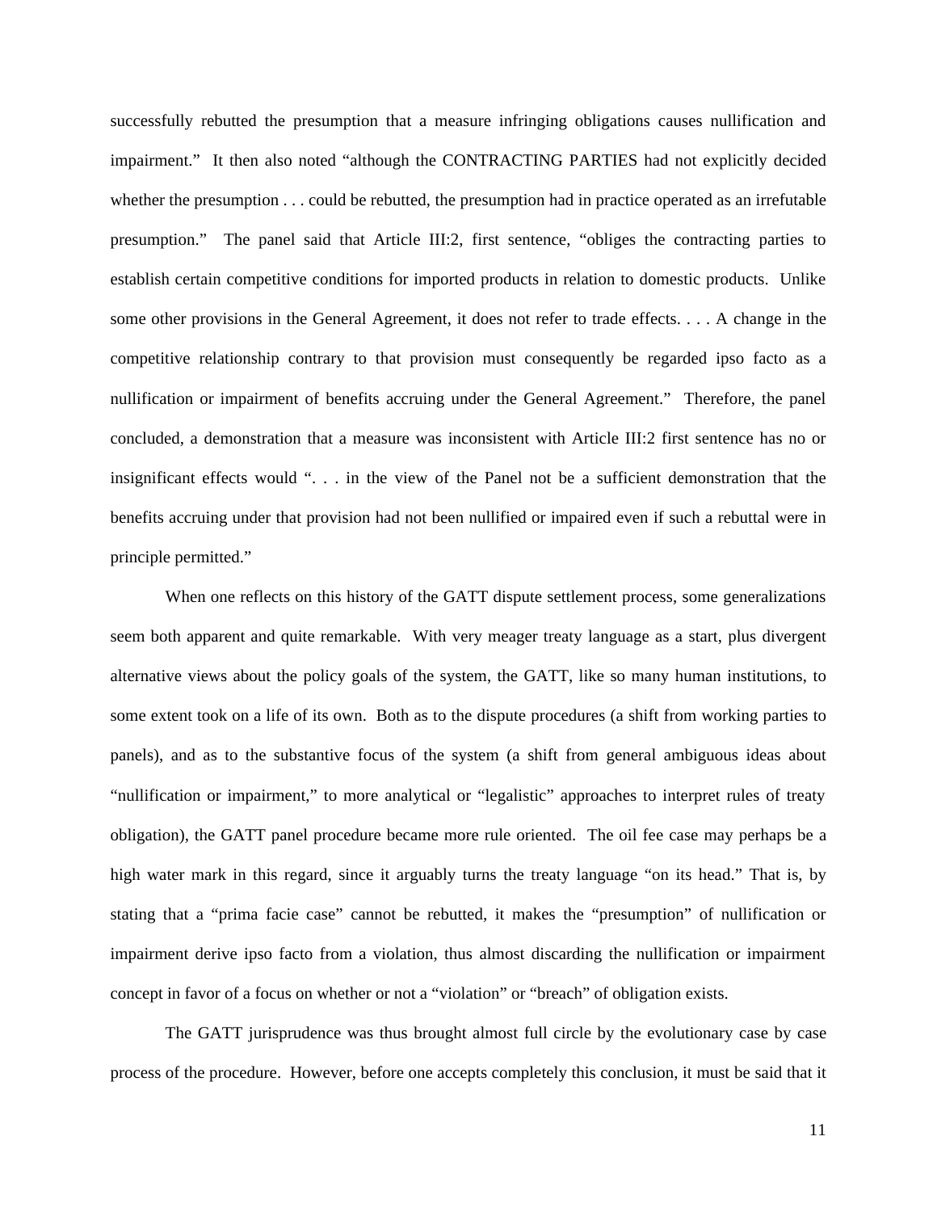successfully rebutted the presumption that a measure infringing obligations causes nullification and impairment." It then also noted "although the CONTRACTING PARTIES had not explicitly decided whether the presumption . . . could be rebutted, the presumption had in practice operated as an irrefutable presumption." The panel said that Article III:2, first sentence, "obliges the contracting parties to establish certain competitive conditions for imported products in relation to domestic products. Unlike some other provisions in the General Agreement, it does not refer to trade effects. . . . A change in the competitive relationship contrary to that provision must consequently be regarded ipso facto as a nullification or impairment of benefits accruing under the General Agreement." Therefore, the panel concluded, a demonstration that a measure was inconsistent with Article III:2 first sentence has no or insignificant effects would ". . . in the view of the Panel not be a sufficient demonstration that the benefits accruing under that provision had not been nullified or impaired even if such a rebuttal were in principle permitted."

When one reflects on this history of the GATT dispute settlement process, some generalizations seem both apparent and quite remarkable. With very meager treaty language as a start, plus divergent alternative views about the policy goals of the system, the GATT, like so many human institutions, to some extent took on a life of its own. Both as to the dispute procedures (a shift from working parties to panels), and as to the substantive focus of the system (a shift from general ambiguous ideas about "nullification or impairment," to more analytical or "legalistic" approaches to interpret rules of treaty obligation), the GATT panel procedure became more rule oriented. The oil fee case may perhaps be a high water mark in this regard, since it arguably turns the treaty language "on its head." That is, by stating that a "prima facie case" cannot be rebutted, it makes the "presumption" of nullification or impairment derive ipso facto from a violation, thus almost discarding the nullification or impairment concept in favor of a focus on whether or not a "violation" or "breach" of obligation exists.

The GATT jurisprudence was thus brought almost full circle by the evolutionary case by case process of the procedure. However, before one accepts completely this conclusion, it must be said that it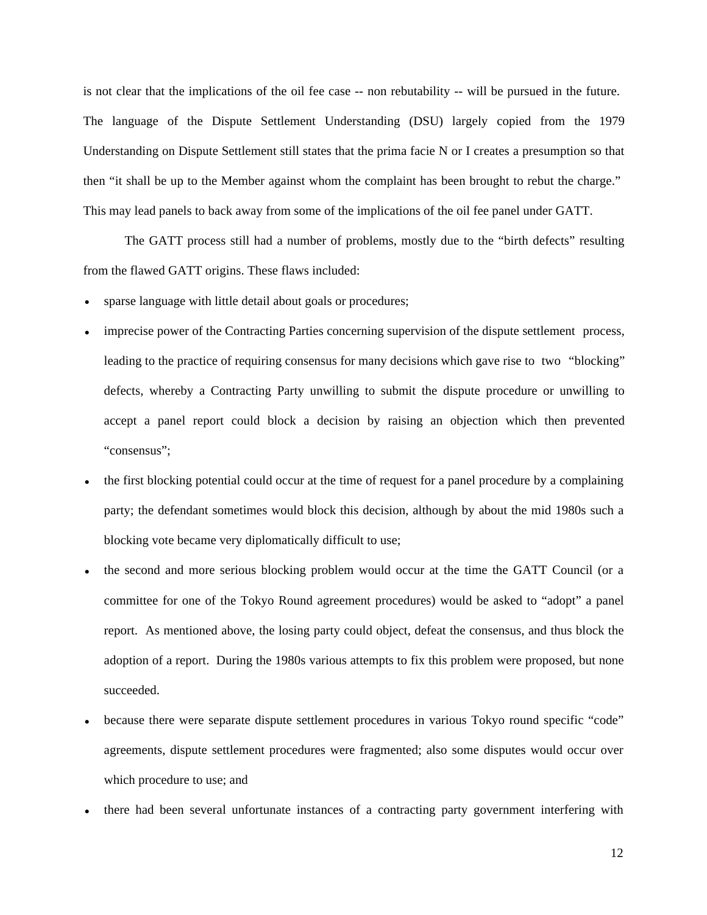is not clear that the implications of the oil fee case -- non rebutability -- will be pursued in the future. The language of the Dispute Settlement Understanding (DSU) largely copied from the 1979 Understanding on Dispute Settlement still states that the prima facie N or I creates a presumption so that then "it shall be up to the Member against whom the complaint has been brought to rebut the charge." This may lead panels to back away from some of the implications of the oil fee panel under GATT.

The GATT process still had a number of problems, mostly due to the "birth defects" resulting from the flawed GATT origins. These flaws included:

- sparse language with little detail about goals or procedures;
- imprecise power of the Contracting Parties concerning supervision of the dispute settlement process, leading to the practice of requiring consensus for many decisions which gave rise to two "blocking" defects, whereby a Contracting Party unwilling to submit the dispute procedure or unwilling to accept a panel report could block a decision by raising an objection which then prevented "consensus";
- the first blocking potential could occur at the time of request for a panel procedure by a complaining party; the defendant sometimes would block this decision, although by about the mid 1980s such a blocking vote became very diplomatically difficult to use;
- the second and more serious blocking problem would occur at the time the GATT Council (or a committee for one of the Tokyo Round agreement procedures) would be asked to "adopt" a panel report. As mentioned above, the losing party could object, defeat the consensus, and thus block the adoption of a report. During the 1980s various attempts to fix this problem were proposed, but none succeeded.
- because there were separate dispute settlement procedures in various Tokyo round specific "code" agreements, dispute settlement procedures were fragmented; also some disputes would occur over which procedure to use; and
- there had been several unfortunate instances of a contracting party government interfering with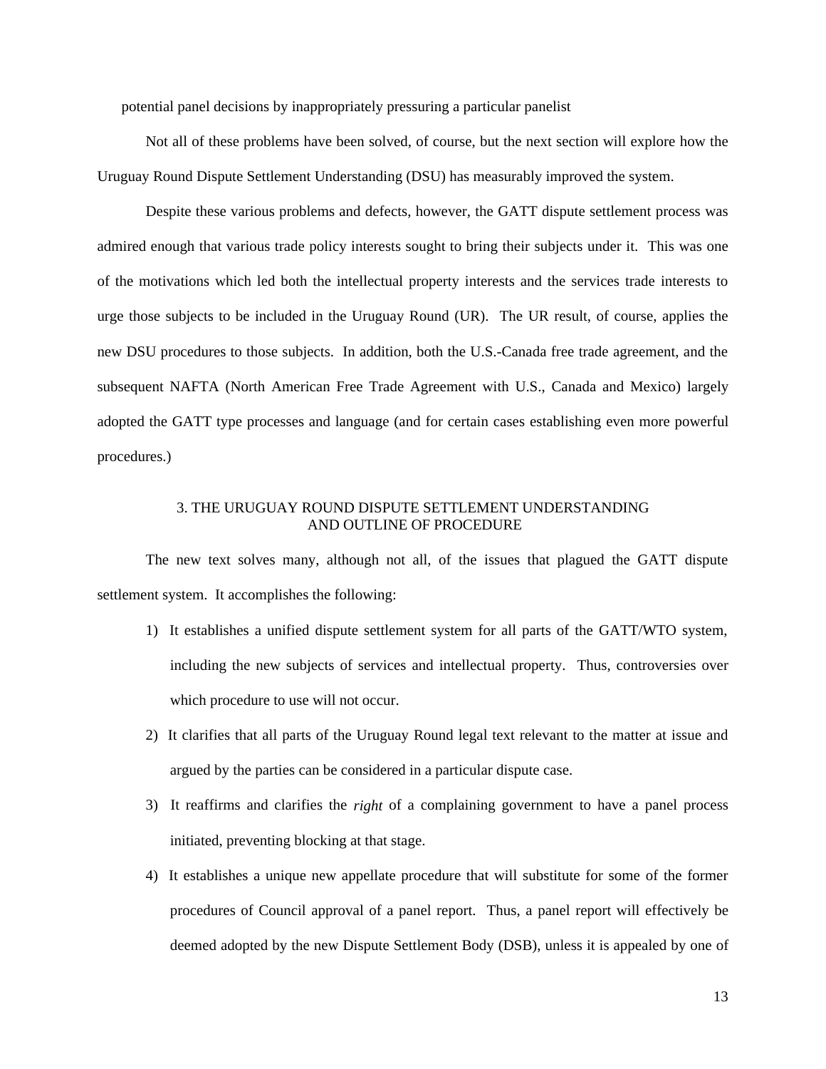potential panel decisions by inappropriately pressuring a particular panelist

Not all of these problems have been solved, of course, but the next section will explore how the Uruguay Round Dispute Settlement Understanding (DSU) has measurably improved the system.

Despite these various problems and defects, however, the GATT dispute settlement process was admired enough that various trade policy interests sought to bring their subjects under it. This was one of the motivations which led both the intellectual property interests and the services trade interests to urge those subjects to be included in the Uruguay Round (UR). The UR result, of course, applies the new DSU procedures to those subjects. In addition, both the U.S.-Canada free trade agreement, and the subsequent NAFTA (North American Free Trade Agreement with U.S., Canada and Mexico) largely adopted the GATT type processes and language (and for certain cases establishing even more powerful procedures.)

## 3. THE URUGUAY ROUND DISPUTE SETTLEMENT UNDERSTANDING AND OUTLINE OF PROCEDURE

The new text solves many, although not all, of the issues that plagued the GATT dispute settlement system. It accomplishes the following:

1) It establishes a unified dispute settlement system for all parts of the GATT/WTO system, including the new subjects of services and intellectual property. Thus, controversies over which procedure to use will not occur.

2) It clarifies that all parts of the Uruguay Round legal text relevant to the matter at issue and argued by the parties can be considered in a particular dispute case.

3) It reaffirms and clarifies the *right* of a complaining government to have a panel process initiated, preventing blocking at that stage.

4) It establishes a unique new appellate procedure that will substitute for some of the former procedures of Council approval of a panel report. Thus, a panel report will effectively be deemed adopted by the new Dispute Settlement Body (DSB), unless it is appealed by one of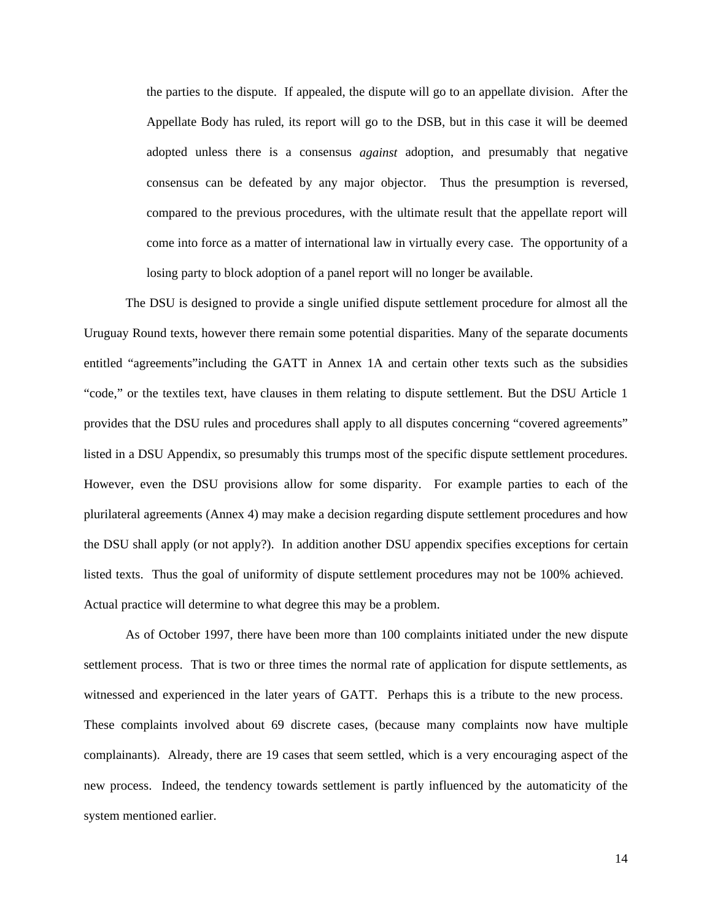> the parties to the dispute. If appealed, the dispute will go to an appellate division. After the Appellate Body has ruled, its report will go to the DSB, but in this case it will be deemed adopted unless there is a consensus *against* adoption, and presumably that negative consensus can be defeated by any major objector. Thus the presumption is reversed, compared to the previous procedures, with the ultimate result that the appellate report will come into force as a matter of international law in virtually every case. The opportunity of a losing party to block adoption of a panel report will no longer be available.

The DSU is designed to provide a single unified dispute settlement procedure for almost all the Uruguay Round texts, however there remain some potential disparities. Many of the separate documents entitled "agreements"including the GATT in Annex 1A and certain other texts such as the subsidies "code," or the textiles text, have clauses in them relating to dispute settlement. But the DSU Article 1 provides that the DSU rules and procedures shall apply to all disputes concerning "covered agreements" listed in a DSU Appendix, so presumably this trumps most of the specific dispute settlement procedures. However, even the DSU provisions allow for some disparity. For example parties to each of the plurilateral agreements (Annex 4) may make a decision regarding dispute settlement procedures and how the DSU shall apply (or not apply?). In addition another DSU appendix specifies exceptions for certain listed texts. Thus the goal of uniformity of dispute settlement procedures may not be 100% achieved. Actual practice will determine to what degree this may be a problem.

As of October 1997, there have been more than 100 complaints initiated under the new dispute settlement process. That is two or three times the normal rate of application for dispute settlements, as witnessed and experienced in the later years of GATT. Perhaps this is a tribute to the new process. These complaints involved about 69 discrete cases, (because many complaints now have multiple complainants). Already, there are 19 cases that seem settled, which is a very encouraging aspect of the new process. Indeed, the tendency towards settlement is partly influenced by the automaticity of the system mentioned earlier.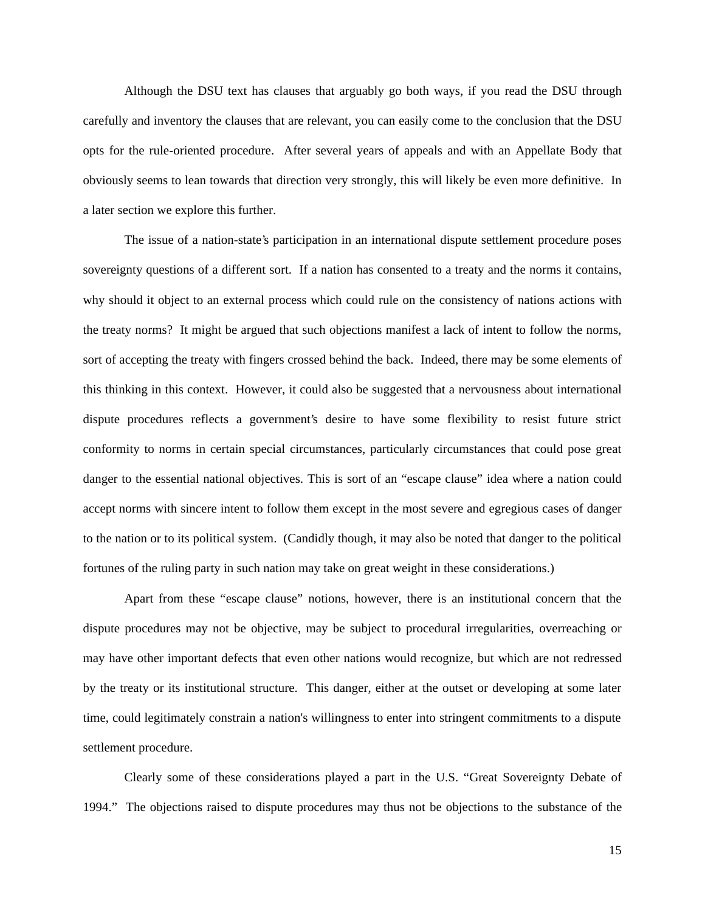Although the DSU text has clauses that arguably go both ways, if you read the DSU through carefully and inventory the clauses that are relevant, you can easily come to the conclusion that the DSU opts for the rule-oriented procedure. After several years of appeals and with an Appellate Body that obviously seems to lean towards that direction very strongly, this will likely be even more definitive. In a later section we explore this further.

The issue of a nation-state's participation in an international dispute settlement procedure poses sovereignty questions of a different sort. If a nation has consented to a treaty and the norms it contains, why should it object to an external process which could rule on the consistency of nations actions with the treaty norms? It might be argued that such objections manifest a lack of intent to follow the norms, sort of accepting the treaty with fingers crossed behind the back. Indeed, there may be some elements of this thinking in this context. However, it could also be suggested that a nervousness about international dispute procedures reflects a government's desire to have some flexibility to resist future strict conformity to norms in certain special circumstances, particularly circumstances that could pose great danger to the essential national objectives. This is sort of an "escape clause" idea where a nation could accept norms with sincere intent to follow them except in the most severe and egregious cases of danger to the nation or to its political system. (Candidly though, it may also be noted that danger to the political fortunes of the ruling party in such nation may take on great weight in these considerations.)

Apart from these "escape clause" notions, however, there is an institutional concern that the dispute procedures may not be objective, may be subject to procedural irregularities, overreaching or may have other important defects that even other nations would recognize, but which are not redressed by the treaty or its institutional structure. This danger, either at the outset or developing at some later time, could legitimately constrain a nation's willingness to enter into stringent commitments to a dispute settlement procedure.

Clearly some of these considerations played a part in the U.S. "Great Sovereignty Debate of 1994." The objections raised to dispute procedures may thus not be objections to the substance of the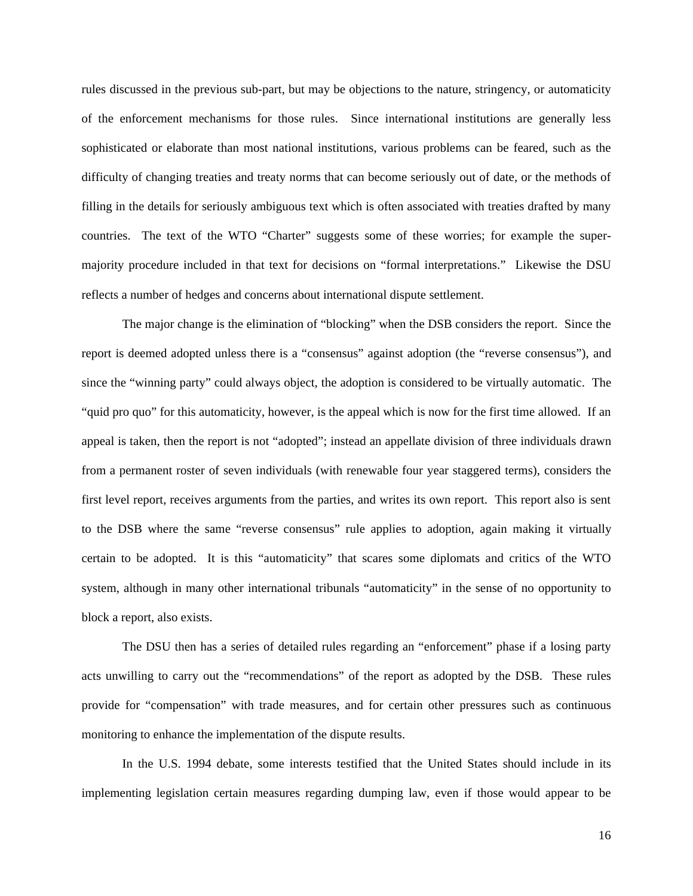rules discussed in the previous sub-part, but may be objections to the nature, stringency, or automaticity of the enforcement mechanisms for those rules. Since international institutions are generally less sophisticated or elaborate than most national institutions, various problems can be feared, such as the difficulty of changing treaties and treaty norms that can become seriously out of date, or the methods of filling in the details for seriously ambiguous text which is often associated with treaties drafted by many countries. The text of the WTO "Charter" suggests some of these worries; for example the super-majority procedure included in that text for decisions on "formal interpretations." Likewise the DSU reflects a number of hedges and concerns about international dispute settlement.

The major change is the elimination of "blocking" when the DSB considers the report. Since the report is deemed adopted unless there is a "consensus" against adoption (the "reverse consensus"), and since the "winning party" could always object, the adoption is considered to be virtually automatic. The "quid pro quo" for this automaticity, however, is the appeal which is now for the first time allowed. If an appeal is taken, then the report is not "adopted"; instead an appellate division of three individuals drawn from a permanent roster of seven individuals (with renewable four year staggered terms), considers the first level report, receives arguments from the parties, and writes its own report. This report also is sent to the DSB where the same "reverse consensus" rule applies to adoption, again making it virtually certain to be adopted. It is this "automaticity" that scares some diplomats and critics of the WTO system, although in many other international tribunals "automaticity" in the sense of no opportunity to block a report, also exists.

The DSU then has a series of detailed rules regarding an "enforcement" phase if a losing party acts unwilling to carry out the "recommendations" of the report as adopted by the DSB. These rules provide for "compensation" with trade measures, and for certain other pressures such as continuous monitoring to enhance the implementation of the dispute results.

In the U.S. 1994 debate, some interests testified that the United States should include in its implementing legislation certain measures regarding dumping law, even if those would appear to be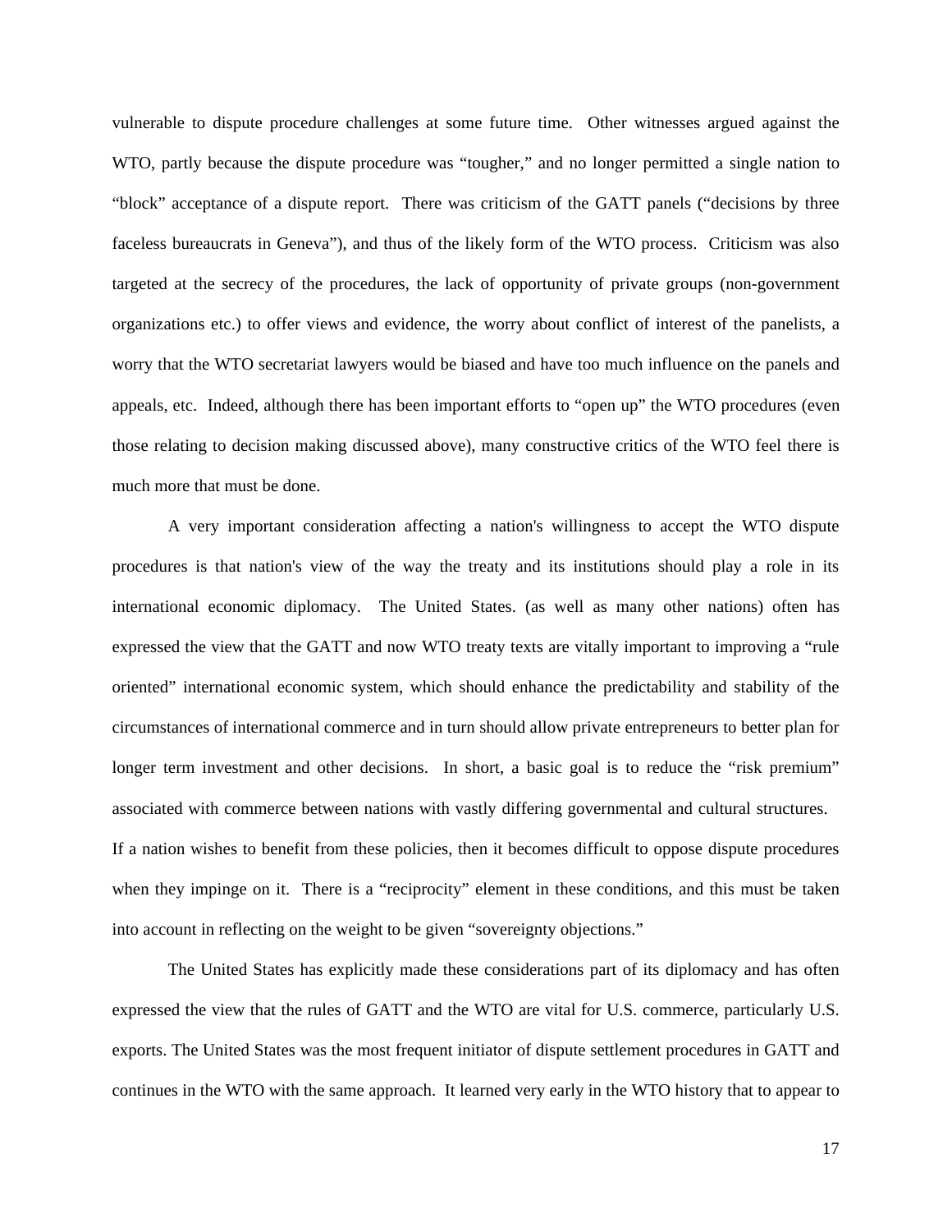vulnerable to dispute procedure challenges at some future time. Other witnesses argued against the WTO, partly because the dispute procedure was "tougher," and no longer permitted a single nation to "block" acceptance of a dispute report. There was criticism of the GATT panels ("decisions by three faceless bureaucrats in Geneva"), and thus of the likely form of the WTO process. Criticism was also targeted at the secrecy of the procedures, the lack of opportunity of private groups (non-government organizations etc.) to offer views and evidence, the worry about conflict of interest of the panelists, a worry that the WTO secretariat lawyers would be biased and have too much influence on the panels and appeals, etc. Indeed, although there has been important efforts to "open up" the WTO procedures (even those relating to decision making discussed above), many constructive critics of the WTO feel there is much more that must be done.

A very important consideration affecting a nation's willingness to accept the WTO dispute procedures is that nation's view of the way the treaty and its institutions should play a role in its international economic diplomacy. The United States. (as well as many other nations) often has expressed the view that the GATT and now WTO treaty texts are vitally important to improving a "rule oriented" international economic system, which should enhance the predictability and stability of the circumstances of international commerce and in turn should allow private entrepreneurs to better plan for longer term investment and other decisions. In short, a basic goal is to reduce the "risk premium" associated with commerce between nations with vastly differing governmental and cultural structures. If a nation wishes to benefit from these policies, then it becomes difficult to oppose dispute procedures when they impinge on it. There is a "reciprocity" element in these conditions, and this must be taken into account in reflecting on the weight to be given "sovereignty objections."

The United States has explicitly made these considerations part of its diplomacy and has often expressed the view that the rules of GATT and the WTO are vital for U.S. commerce, particularly U.S. exports. The United States was the most frequent initiator of dispute settlement procedures in GATT and continues in the WTO with the same approach. It learned very early in the WTO history that to appear to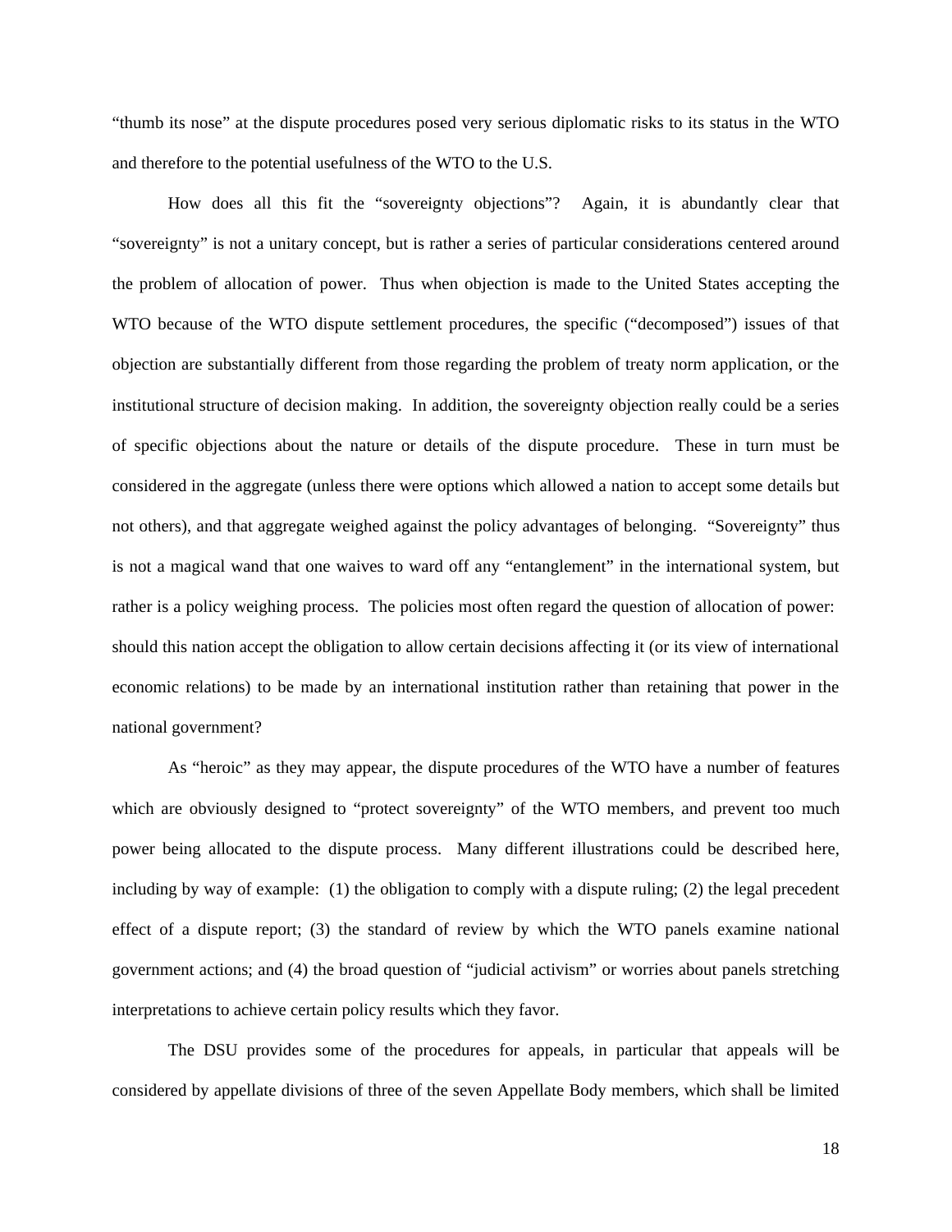"thumb its nose" at the dispute procedures posed very serious diplomatic risks to its status in the WTO and therefore to the potential usefulness of the WTO to the U.S.

How does all this fit the "sovereignty objections"? Again, it is abundantly clear that "sovereignty" is not a unitary concept, but is rather a series of particular considerations centered around the problem of allocation of power. Thus when objection is made to the United States accepting the WTO because of the WTO dispute settlement procedures, the specific ("decomposed") issues of that objection are substantially different from those regarding the problem of treaty norm application, or the institutional structure of decision making. In addition, the sovereignty objection really could be a series of specific objections about the nature or details of the dispute procedure. These in turn must be considered in the aggregate (unless there were options which allowed a nation to accept some details but not others), and that aggregate weighed against the policy advantages of belonging. "Sovereignty" thus is not a magical wand that one waives to ward off any "entanglement" in the international system, but rather is a policy weighing process. The policies most often regard the question of allocation of power: should this nation accept the obligation to allow certain decisions affecting it (or its view of international economic relations) to be made by an international institution rather than retaining that power in the national government?

As "heroic" as they may appear, the dispute procedures of the WTO have a number of features which are obviously designed to "protect sovereignty" of the WTO members, and prevent too much power being allocated to the dispute process. Many different illustrations could be described here, including by way of example: (1) the obligation to comply with a dispute ruling; (2) the legal precedent effect of a dispute report; (3) the standard of review by which the WTO panels examine national government actions; and (4) the broad question of "judicial activism" or worries about panels stretching interpretations to achieve certain policy results which they favor.

The DSU provides some of the procedures for appeals, in particular that appeals will be considered by appellate divisions of three of the seven Appellate Body members, which shall be limited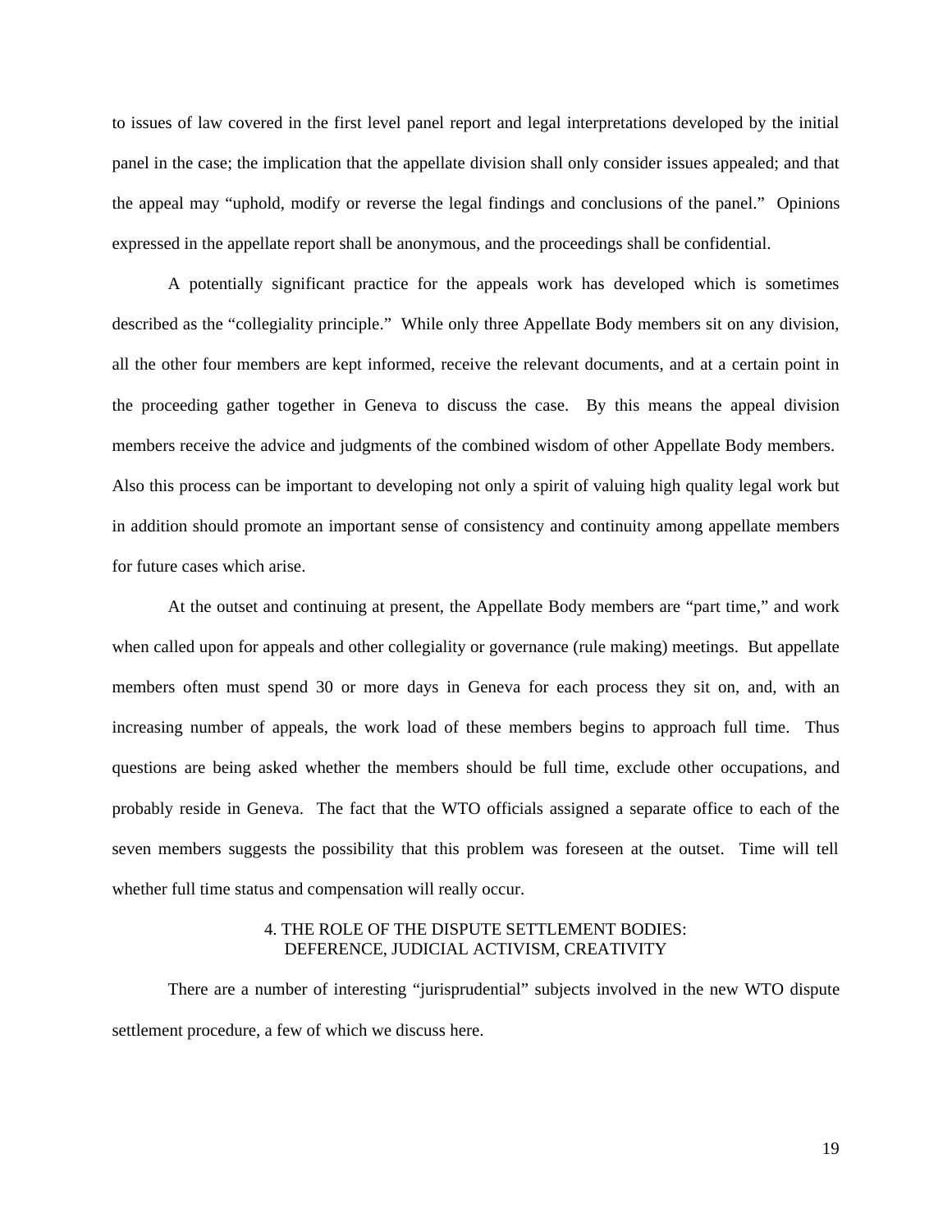to issues of law covered in the first level panel report and legal interpretations developed by the initial panel in the case; the implication that the appellate division shall only consider issues appealed; and that the appeal may "uphold, modify or reverse the legal findings and conclusions of the panel." Opinions expressed in the appellate report shall be anonymous, and the proceedings shall be confidential.

A potentially significant practice for the appeals work has developed which is sometimes described as the "collegiality principle." While only three Appellate Body members sit on any division, all the other four members are kept informed, receive the relevant documents, and at a certain point in the proceeding gather together in Geneva to discuss the case. By this means the appeal division members receive the advice and judgments of the combined wisdom of other Appellate Body members. Also this process can be important to developing not only a spirit of valuing high quality legal work but in addition should promote an important sense of consistency and continuity among appellate members for future cases which arise.

At the outset and continuing at present, the Appellate Body members are "part time," and work when called upon for appeals and other collegiality or governance (rule making) meetings. But appellate members often must spend 30 or more days in Geneva for each process they sit on, and, with an increasing number of appeals, the work load of these members begins to approach full time. Thus questions are being asked whether the members should be full time, exclude other occupations, and probably reside in Geneva. The fact that the WTO officials assigned a separate office to each of the seven members suggests the possibility that this problem was foreseen at the outset. Time will tell whether full time status and compensation will really occur.

## 4. THE ROLE OF THE DISPUTE SETTLEMENT BODIES: DEFERENCE, JUDICIAL ACTIVISM, CREATIVITY

There are a number of interesting "jurisprudential" subjects involved in the new WTO dispute settlement procedure, a few of which we discuss here.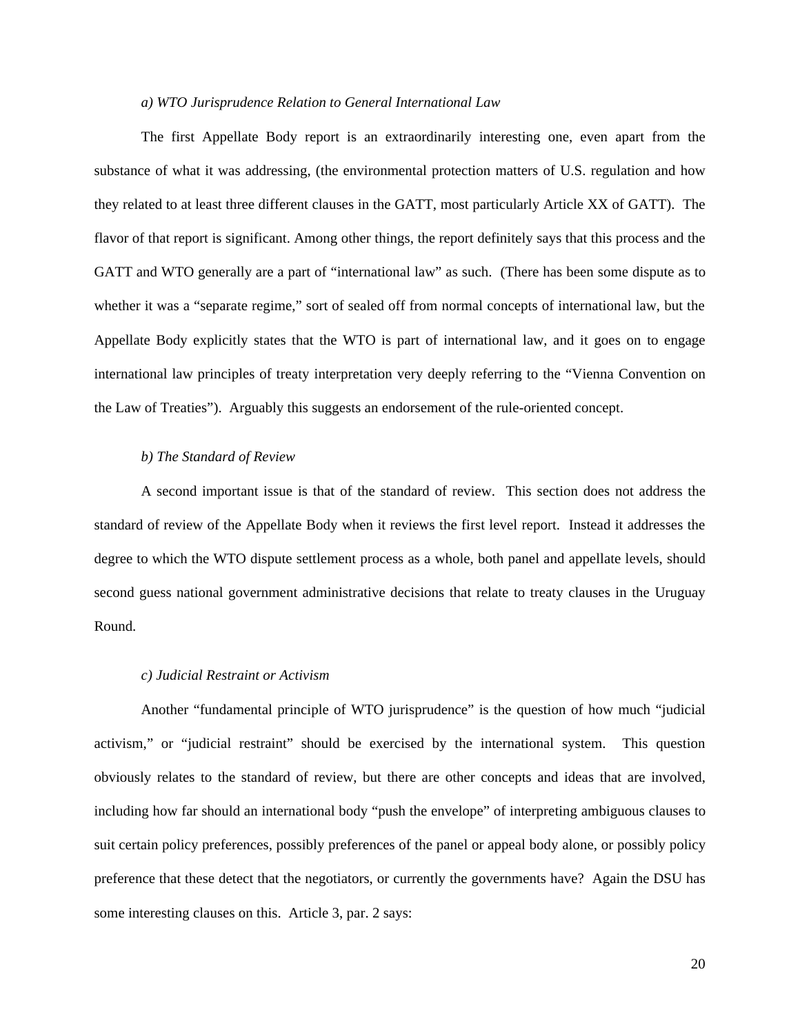*a) WTO Jurisprudence Relation to General International Law*

The first Appellate Body report is an extraordinarily interesting one, even apart from the substance of what it was addressing, (the environmental protection matters of U.S. regulation and how they related to at least three different clauses in the GATT, most particularly Article XX of GATT). The flavor of that report is significant. Among other things, the report definitely says that this process and the GATT and WTO generally are a part of "international law" as such. (There has been some dispute as to whether it was a "separate regime," sort of sealed off from normal concepts of international law, but the Appellate Body explicitly states that the WTO is part of international law, and it goes on to engage international law principles of treaty interpretation very deeply referring to the "Vienna Convention on the Law of Treaties"). Arguably this suggests an endorsement of the rule-oriented concept.

*b) The Standard of Review*

A second important issue is that of the standard of review. This section does not address the standard of review of the Appellate Body when it reviews the first level report. Instead it addresses the degree to which the WTO dispute settlement process as a whole, both panel and appellate levels, should second guess national government administrative decisions that relate to treaty clauses in the Uruguay Round.

*c) Judicial Restraint or Activism*

Another "fundamental principle of WTO jurisprudence" is the question of how much "judicial activism," or "judicial restraint" should be exercised by the international system. This question obviously relates to the standard of review, but there are other concepts and ideas that are involved, including how far should an international body "push the envelope" of interpreting ambiguous clauses to suit certain policy preferences, possibly preferences of the panel or appeal body alone, or possibly policy preference that these detect that the negotiators, or currently the governments have? Again the DSU has some interesting clauses on this. Article 3, par. 2 says: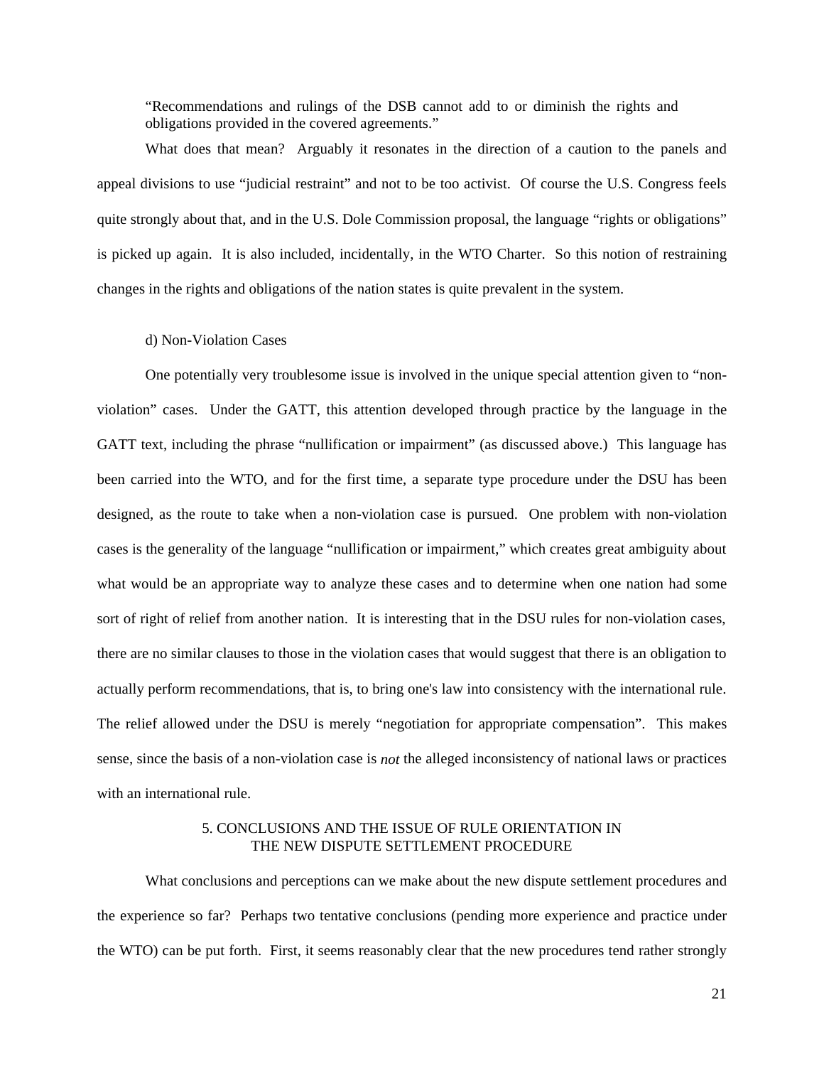> "Recommendations and rulings of the DSB cannot add to or diminish the rights and obligations provided in the covered agreements."

What does that mean? Arguably it resonates in the direction of a caution to the panels and appeal divisions to use "judicial restraint" and not to be too activist. Of course the U.S. Congress feels quite strongly about that, and in the U.S. Dole Commission proposal, the language "rights or obligations" is picked up again. It is also included, incidentally, in the WTO Charter. So this notion of restraining changes in the rights and obligations of the nation states is quite prevalent in the system.

d) Non-Violation Cases

One potentially very troublesome issue is involved in the unique special attention given to "non-violation" cases. Under the GATT, this attention developed through practice by the language in the GATT text, including the phrase "nullification or impairment" (as discussed above.) This language has been carried into the WTO, and for the first time, a separate type procedure under the DSU has been designed, as the route to take when a non-violation case is pursued. One problem with non-violation cases is the generality of the language "nullification or impairment," which creates great ambiguity about what would be an appropriate way to analyze these cases and to determine when one nation had some sort of right of relief from another nation. It is interesting that in the DSU rules for non-violation cases, there are no similar clauses to those in the violation cases that would suggest that there is an obligation to actually perform recommendations, that is, to bring one's law into consistency with the international rule. The relief allowed under the DSU is merely "negotiation for appropriate compensation". This makes sense, since the basis of a non-violation case is *not* the alleged inconsistency of national laws or practices with an international rule.

## 5. CONCLUSIONS AND THE ISSUE OF RULE ORIENTATION IN THE NEW DISPUTE SETTLEMENT PROCEDURE

What conclusions and perceptions can we make about the new dispute settlement procedures and the experience so far? Perhaps two tentative conclusions (pending more experience and practice under the WTO) can be put forth. First, it seems reasonably clear that the new procedures tend rather strongly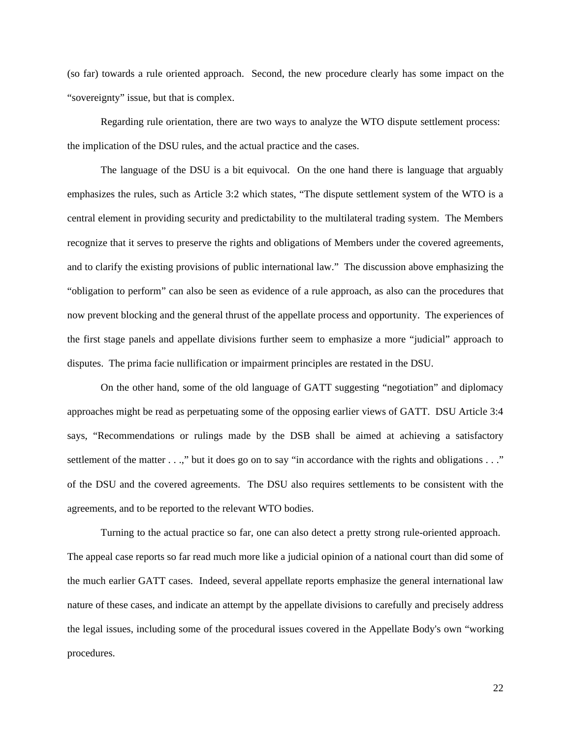(so far) towards a rule oriented approach. Second, the new procedure clearly has some impact on the "sovereignty" issue, but that is complex.

Regarding rule orientation, there are two ways to analyze the WTO dispute settlement process: the implication of the DSU rules, and the actual practice and the cases.

The language of the DSU is a bit equivocal. On the one hand there is language that arguably emphasizes the rules, such as Article 3:2 which states, "The dispute settlement system of the WTO is a central element in providing security and predictability to the multilateral trading system. The Members recognize that it serves to preserve the rights and obligations of Members under the covered agreements, and to clarify the existing provisions of public international law." The discussion above emphasizing the "obligation to perform" can also be seen as evidence of a rule approach, as also can the procedures that now prevent blocking and the general thrust of the appellate process and opportunity. The experiences of the first stage panels and appellate divisions further seem to emphasize a more "judicial" approach to disputes. The prima facie nullification or impairment principles are restated in the DSU.

On the other hand, some of the old language of GATT suggesting "negotiation" and diplomacy approaches might be read as perpetuating some of the opposing earlier views of GATT. DSU Article 3:4 says, "Recommendations or rulings made by the DSB shall be aimed at achieving a satisfactory settlement of the matter . . .," but it does go on to say "in accordance with the rights and obligations . . ." of the DSU and the covered agreements. The DSU also requires settlements to be consistent with the agreements, and to be reported to the relevant WTO bodies.

Turning to the actual practice so far, one can also detect a pretty strong rule-oriented approach. The appeal case reports so far read much more like a judicial opinion of a national court than did some of the much earlier GATT cases. Indeed, several appellate reports emphasize the general international law nature of these cases, and indicate an attempt by the appellate divisions to carefully and precisely address the legal issues, including some of the procedural issues covered in the Appellate Body's own "working procedures.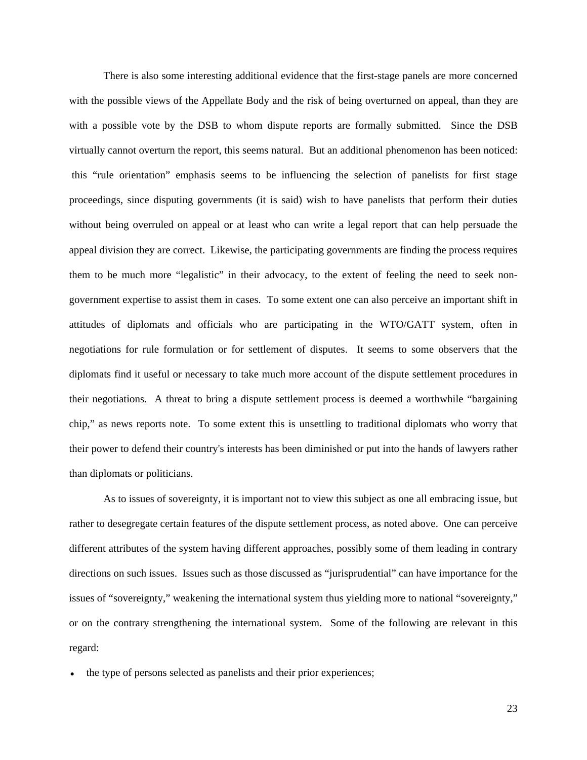There is also some interesting additional evidence that the first-stage panels are more concerned with the possible views of the Appellate Body and the risk of being overturned on appeal, than they are with a possible vote by the DSB to whom dispute reports are formally submitted. Since the DSB virtually cannot overturn the report, this seems natural. But an additional phenomenon has been noticed: this "rule orientation" emphasis seems to be influencing the selection of panelists for first stage proceedings, since disputing governments (it is said) wish to have panelists that perform their duties without being overruled on appeal or at least who can write a legal report that can help persuade the appeal division they are correct. Likewise, the participating governments are finding the process requires them to be much more "legalistic" in their advocacy, to the extent of feeling the need to seek non-government expertise to assist them in cases. To some extent one can also perceive an important shift in attitudes of diplomats and officials who are participating in the WTO/GATT system, often in negotiations for rule formulation or for settlement of disputes. It seems to some observers that the diplomats find it useful or necessary to take much more account of the dispute settlement procedures in their negotiations. A threat to bring a dispute settlement process is deemed a worthwhile "bargaining chip," as news reports note. To some extent this is unsettling to traditional diplomats who worry that their power to defend their country's interests has been diminished or put into the hands of lawyers rather than diplomats or politicians.

As to issues of sovereignty, it is important not to view this subject as one all embracing issue, but rather to desegregate certain features of the dispute settlement process, as noted above. One can perceive different attributes of the system having different approaches, possibly some of them leading in contrary directions on such issues. Issues such as those discussed as "jurisprudential" can have importance for the issues of "sovereignty," weakening the international system thus yielding more to national "sovereignty," or on the contrary strengthening the international system. Some of the following are relevant in this regard:

- the type of persons selected as panelists and their prior experiences;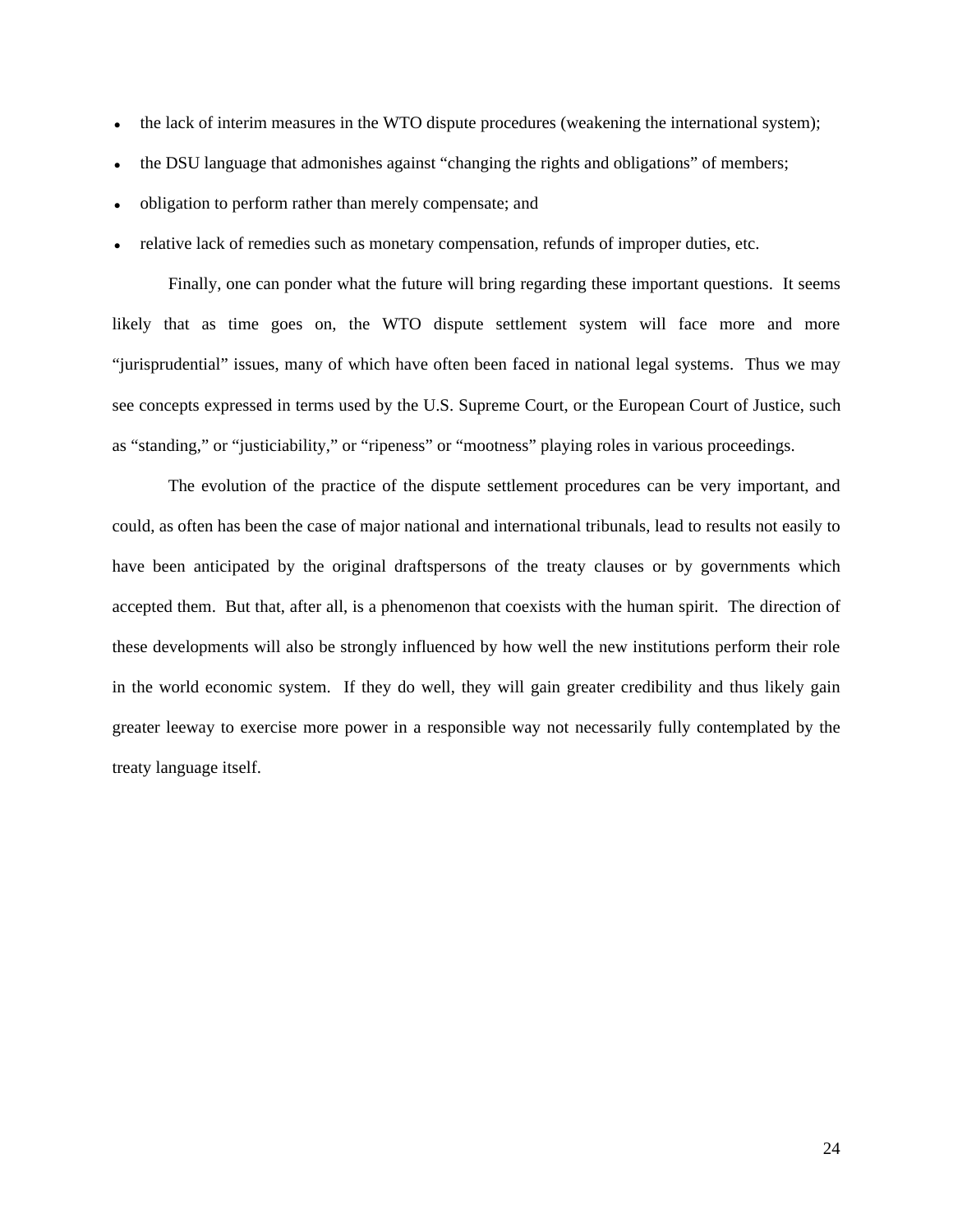- the lack of interim measures in the WTO dispute procedures (weakening the international system);
- the DSU language that admonishes against "changing the rights and obligations" of members;
- obligation to perform rather than merely compensate; and
- relative lack of remedies such as monetary compensation, refunds of improper duties, etc.

Finally, one can ponder what the future will bring regarding these important questions. It seems likely that as time goes on, the WTO dispute settlement system will face more and more "jurisprudential" issues, many of which have often been faced in national legal systems. Thus we may see concepts expressed in terms used by the U.S. Supreme Court, or the European Court of Justice, such as "standing," or "justiciability," or "ripeness" or "mootness" playing roles in various proceedings.

The evolution of the practice of the dispute settlement procedures can be very important, and could, as often has been the case of major national and international tribunals, lead to results not easily to have been anticipated by the original draftspersons of the treaty clauses or by governments which accepted them. But that, after all, is a phenomenon that coexists with the human spirit. The direction of these developments will also be strongly influenced by how well the new institutions perform their role in the world economic system. If they do well, they will gain greater credibility and thus likely gain greater leeway to exercise more power in a responsible way not necessarily fully contemplated by the treaty language itself.